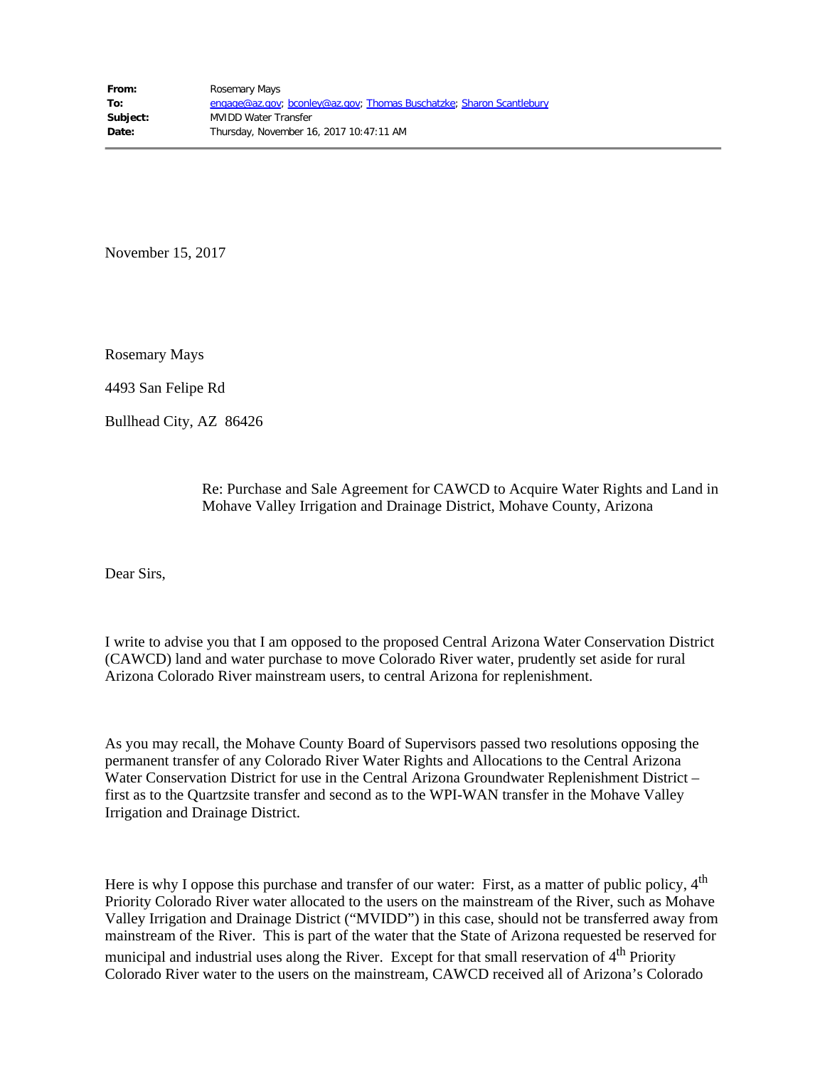**From:** Rosemary Mays
**To:** engage@az.gov; bconley@az.gov; Thomas Buschatzke; Sharon Scantlebury
**Subject:** MVIDD Water Transfer
**Date:** Thursday, November 16, 2017 10:47:11 AM

---

November 15, 2017

Rosemary Mays

4493 San Felipe Rd

Bullhead City, AZ 86426

Re: Purchase and Sale Agreement for CAWCD to Acquire Water Rights and Land in Mohave Valley Irrigation and Drainage District, Mohave County, Arizona

Dear Sirs,

I write to advise you that I am opposed to the proposed Central Arizona Water Conservation District (CAWCD) land and water purchase to move Colorado River water, prudently set aside for rural Arizona Colorado River mainstream users, to central Arizona for replenishment.

As you may recall, the Mohave County Board of Supervisors passed two resolutions opposing the permanent transfer of any Colorado River Water Rights and Allocations to the Central Arizona Water Conservation District for use in the Central Arizona Groundwater Replenishment District – first as to the Quartzsite transfer and second as to the WPI-WAN transfer in the Mohave Valley Irrigation and Drainage District.

Here is why I oppose this purchase and transfer of our water: First, as a matter of public policy, 4th Priority Colorado River water allocated to the users on the mainstream of the River, such as Mohave Valley Irrigation and Drainage District ("MVIDD") in this case, should not be transferred away from mainstream of the River. This is part of the water that the State of Arizona requested be reserved for municipal and industrial uses along the River. Except for that small reservation of 4th Priority Colorado River water to the users on the mainstream, CAWCD received all of Arizona's Colorado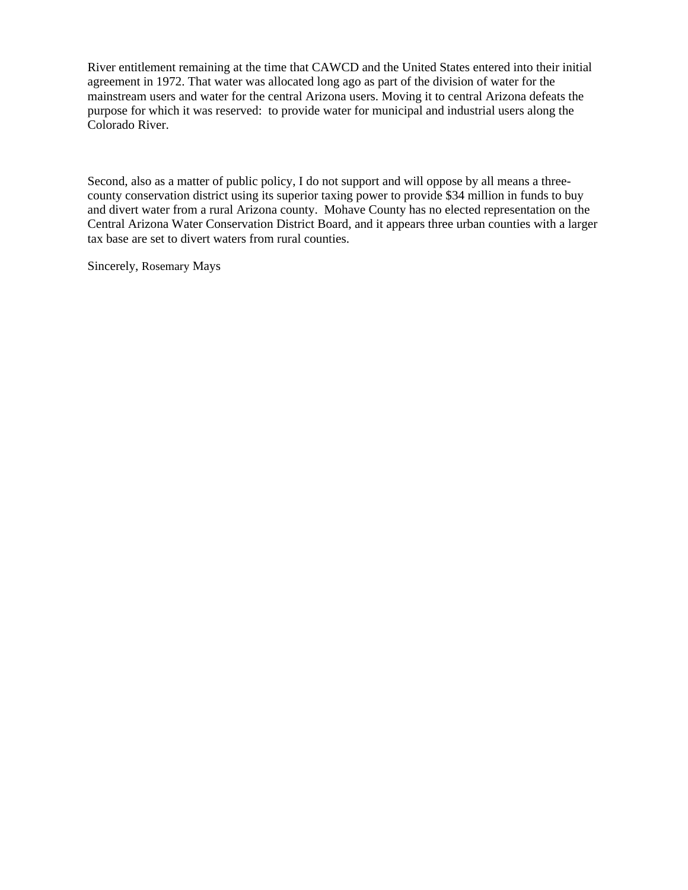River entitlement remaining at the time that CAWCD and the United States entered into their initial agreement in 1972. That water was allocated long ago as part of the division of water for the mainstream users and water for the central Arizona users. Moving it to central Arizona defeats the purpose for which it was reserved: to provide water for municipal and industrial users along the Colorado River.

Second, also as a matter of public policy, I do not support and will oppose by all means a three-county conservation district using its superior taxing power to provide $34 million in funds to buy and divert water from a rural Arizona county. Mohave County has no elected representation on the Central Arizona Water Conservation District Board, and it appears three urban counties with a larger tax base are set to divert waters from rural counties.

Sincerely, Rosemary Mays